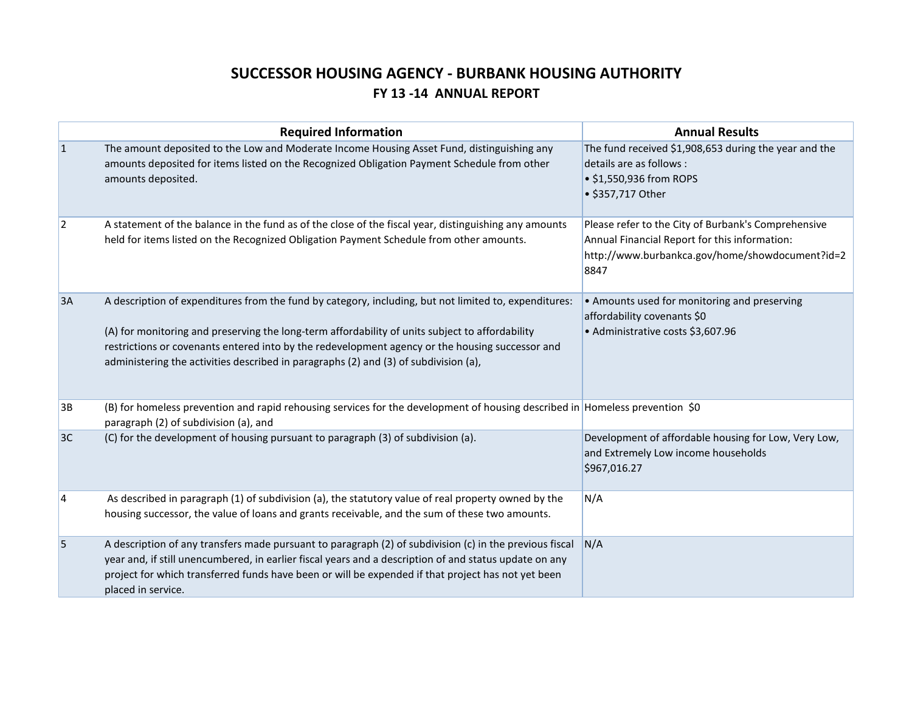# SUCCESSOR HOUSING AGENCY - BURBANK HOUSING AUTHORITY

## FY 13 -14 ANNUAL REPORT

| | Required Information | Annual Results |
|---|---|---|
| 1 | The amount deposited to the Low and Moderate Income Housing Asset Fund, distinguishing any amounts deposited for items listed on the Recognized Obligation Payment Schedule from other amounts deposited. | The fund received $1,908,653 during the year and the details are as follows :<br>• $1,550,936 from ROPS<br>• $357,717 Other |
| 2 | A statement of the balance in the fund as of the close of the fiscal year, distinguishing any amounts held for items listed on the Recognized Obligation Payment Schedule from other amounts. | Please refer to the City of Burbank's Comprehensive Annual Financial Report for this information: http://www.burbankca.gov/home/showdocument?id=28847 |
| 3A | A description of expenditures from the fund by category, including, but not limited to, expenditures:<br><br>(A) for monitoring and preserving the long-term affordability of units subject to affordability restrictions or covenants entered into by the redevelopment agency or the housing successor and administering the activities described in paragraphs (2) and (3) of subdivision (a), | • Amounts used for monitoring and preserving affordability covenants $0<br>• Administrative costs $3,607.96 |
| 3B | (B) for homeless prevention and rapid rehousing services for the development of housing described in paragraph (2) of subdivision (a), and | Homeless prevention $0 |
| 3C | (C) for the development of housing pursuant to paragraph (3) of subdivision (a). | Development of affordable housing for Low, Very Low, and Extremely Low income households $967,016.27 |
| 4 | As described in paragraph (1) of subdivision (a), the statutory value of real property owned by the housing successor, the value of loans and grants receivable, and the sum of these two amounts. | N/A |
| 5 | A description of any transfers made pursuant to paragraph (2) of subdivision (c) in the previous fiscal year and, if still unencumbered, in earlier fiscal years and a description of and status update on any project for which transferred funds have been or will be expended if that project has not yet been placed in service. | N/A |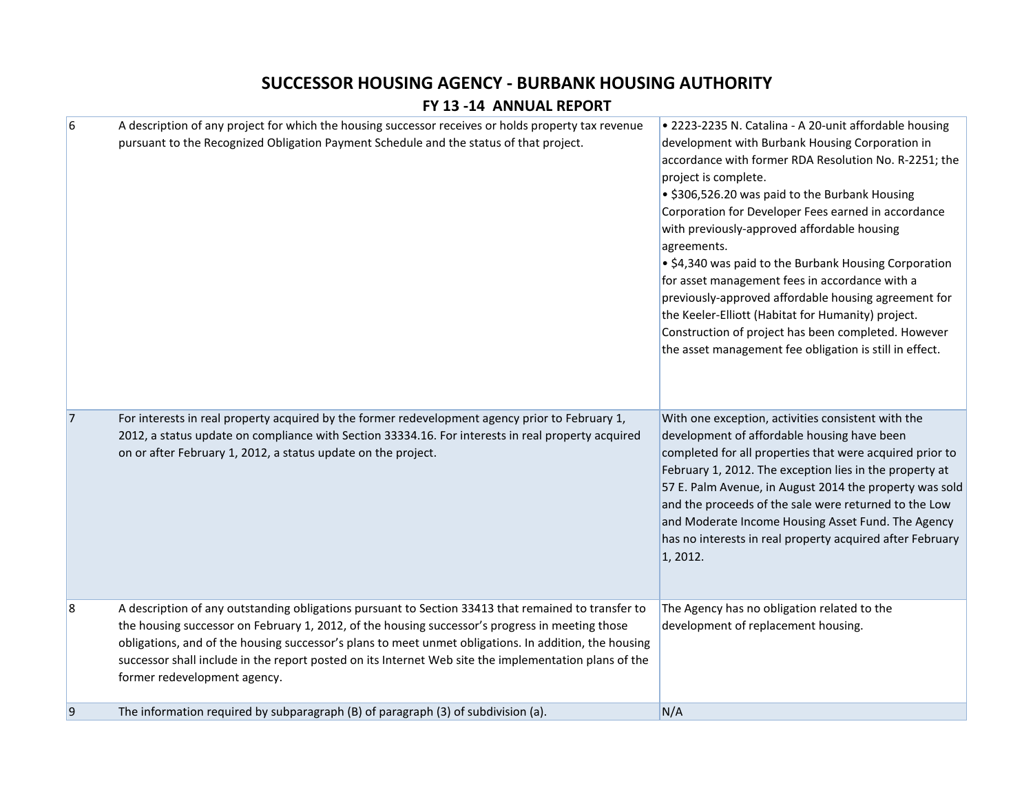# SUCCESSOR HOUSING AGENCY - BURBANK HOUSING AUTHORITY

## FY 13 -14 ANNUAL REPORT

| | | |
|---|---|---|
| 6 | A description of any project for which the housing successor receives or holds property tax revenue pursuant to the Recognized Obligation Payment Schedule and the status of that project. | • 2223-2235 N. Catalina - A 20-unit affordable housing development with Burbank Housing Corporation in accordance with former RDA Resolution No. R-2251; the project is complete.<br>• $306,526.20 was paid to the Burbank Housing Corporation for Developer Fees earned in accordance with previously-approved affordable housing agreements.<br>• $4,340 was paid to the Burbank Housing Corporation for asset management fees in accordance with a previously-approved affordable housing agreement for the Keeler-Elliott (Habitat for Humanity) project. Construction of project has been completed. However the asset management fee obligation is still in effect. |
| 7 | For interests in real property acquired by the former redevelopment agency prior to February 1, 2012, a status update on compliance with Section 33334.16. For interests in real property acquired on or after February 1, 2012, a status update on the project. | With one exception, activities consistent with the development of affordable housing have been completed for all properties that were acquired prior to February 1, 2012. The exception lies in the property at 57 E. Palm Avenue, in August 2014 the property was sold and the proceeds of the sale were returned to the Low and Moderate Income Housing Asset Fund. The Agency has no interests in real property acquired after February 1, 2012. |
| 8 | A description of any outstanding obligations pursuant to Section 33413 that remained to transfer to the housing successor on February 1, 2012, of the housing successor's progress in meeting those obligations, and of the housing successor's plans to meet unmet obligations. In addition, the housing successor shall include in the report posted on its Internet Web site the implementation plans of the former redevelopment agency. | The Agency has no obligation related to the development of replacement housing. |
| 9 | The information required by subparagraph (B) of paragraph (3) of subdivision (a). | N/A |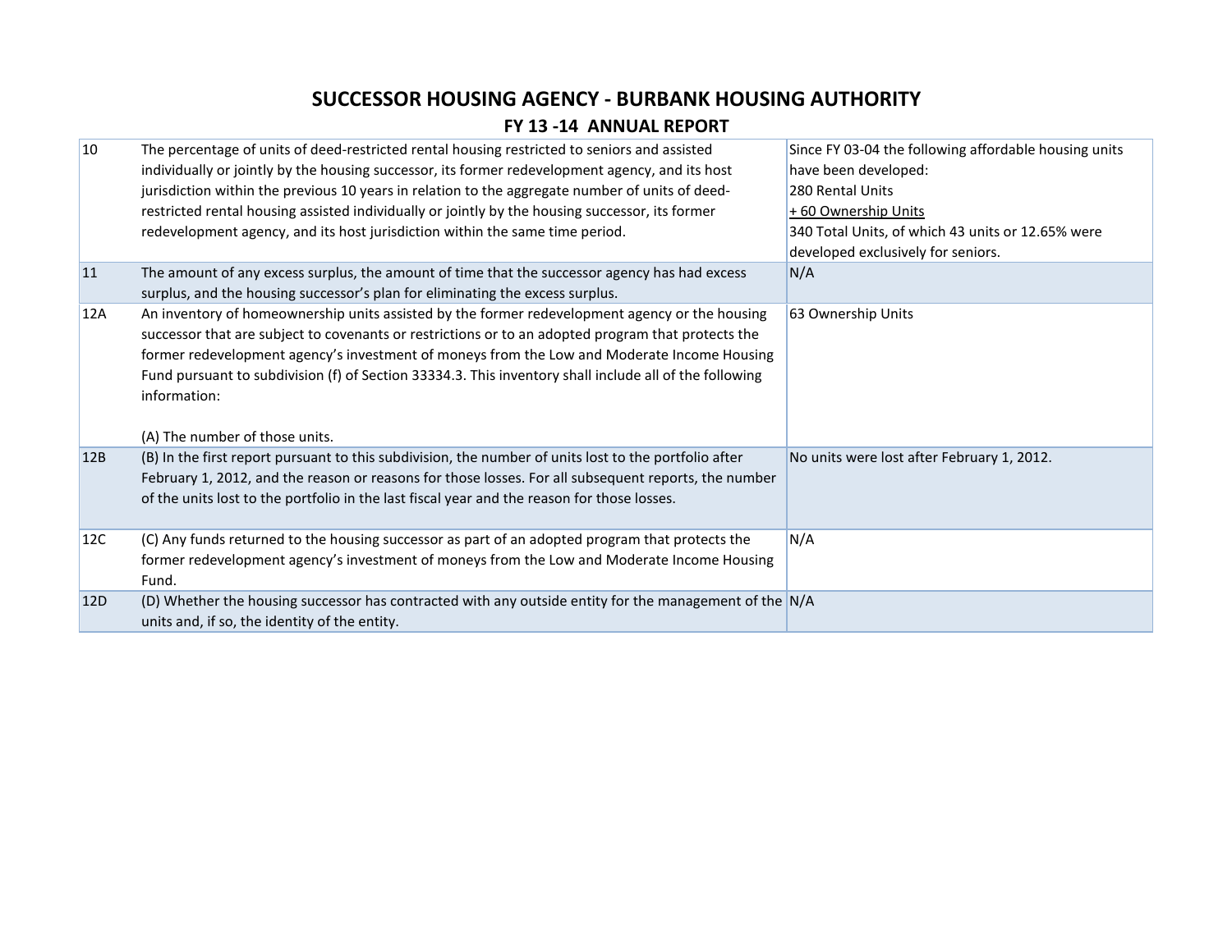# SUCCESSOR HOUSING AGENCY - BURBANK HOUSING AUTHORITY

## FY 13 -14 ANNUAL REPORT

| | | |
|---|---|---|
| 10 | The percentage of units of deed-restricted rental housing restricted to seniors and assisted individually or jointly by the housing successor, its former redevelopment agency, and its host jurisdiction within the previous 10 years in relation to the aggregate number of units of deed-restricted rental housing assisted individually or jointly by the housing successor, its former redevelopment agency, and its host jurisdiction within the same time period. | Since FY 03-04 the following affordable housing units have been developed:<br>280 Rental Units<br>+ 60 Ownership Units<br>340 Total Units, of which 43 units or 12.65% were developed exclusively for seniors. |
| 11 | The amount of any excess surplus, the amount of time that the successor agency has had excess surplus, and the housing successor's plan for eliminating the excess surplus. | N/A |
| 12A | An inventory of homeownership units assisted by the former redevelopment agency or the housing successor that are subject to covenants or restrictions or to an adopted program that protects the former redevelopment agency's investment of moneys from the Low and Moderate Income Housing Fund pursuant to subdivision (f) of Section 33334.3. This inventory shall include all of the following information:<br><br>(A) The number of those units. | 63 Ownership Units |
| 12B | (B) In the first report pursuant to this subdivision, the number of units lost to the portfolio after February 1, 2012, and the reason or reasons for those losses. For all subsequent reports, the number of the units lost to the portfolio in the last fiscal year and the reason for those losses. | No units were lost after February 1, 2012. |
| 12C | (C) Any funds returned to the housing successor as part of an adopted program that protects the former redevelopment agency's investment of moneys from the Low and Moderate Income Housing Fund. | N/A |
| 12D | (D) Whether the housing successor has contracted with any outside entity for the management of the units and, if so, the identity of the entity. | N/A |